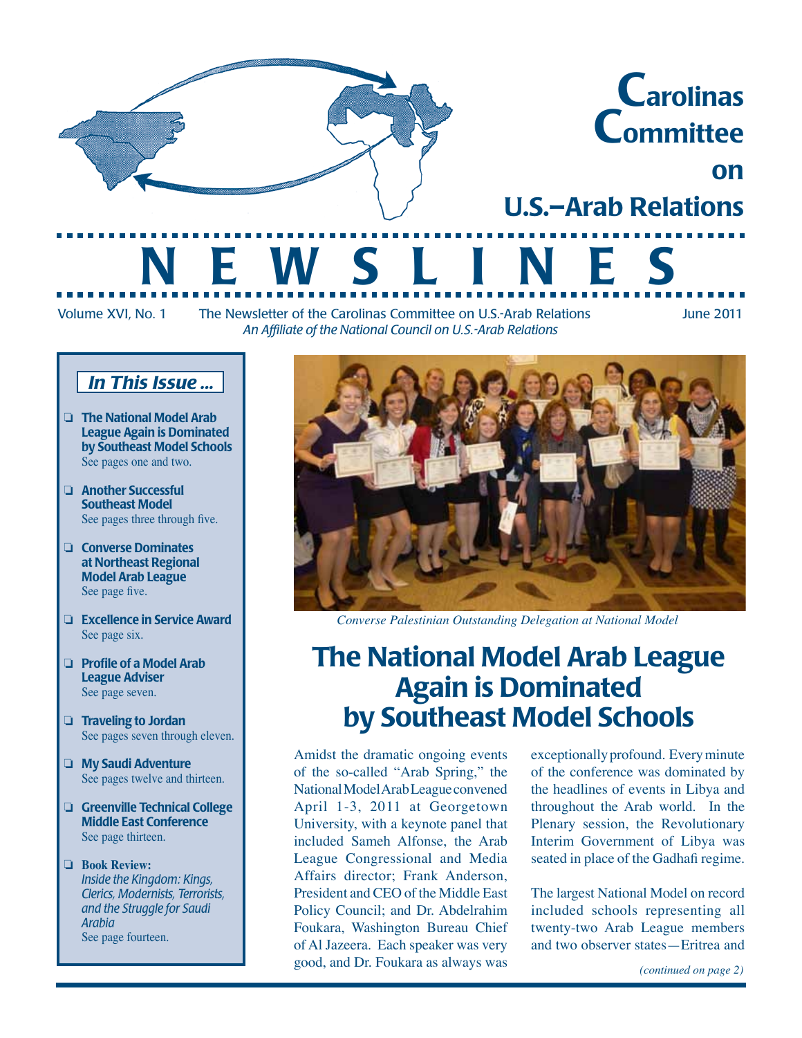# Carolinas Committee on U.S.–Arab Relations

# NEWSLINES

Volume XVI, No. 1 — The Newsletter of the Carolinas Committee on U.S.-Arab Relations — June 2011

*An Affiliate of the National Council on U.S.-Arab Relations*

## *In This Issue ...*

- **The National Model Arab League Again is Dominated by Southeast Model Schools**
  See pages one and two.
- **Another Successful Southeast Model**
  See pages three through five.
- **Converse Dominates at Northeast Regional Model Arab League**
  See page five.
- **Excellence in Service Award**
  See page six.
- **Profile of a Model Arab League Adviser**
  See page seven.
- **Traveling to Jordan**
  See pages seven through eleven.
- **My Saudi Adventure**
  See pages twelve and thirteen.
- **Greenville Technical College Middle East Conference**
  See page thirteen.
- **Book Review:**
  *Inside the Kingdom: Kings, Clerics, Modernists, Terrorists, and the Struggle for Saudi Arabia*
  See page fourteen.

*Converse Palestinian Outstanding Delegation at National Model*

## The National Model Arab League Again is Dominated by Southeast Model Schools

Amidst the dramatic ongoing events of the so-called "Arab Spring," the National Model Arab League convened April 1-3, 2011 at Georgetown University, with a keynote panel that included Sameh Alfonse, the Arab League Congressional and Media Affairs director; Frank Anderson, President and CEO of the Middle East Policy Council; and Dr. Abdelrahim Foukara, Washington Bureau Chief of Al Jazeera. Each speaker was very good, and Dr. Foukara as always was exceptionally profound. Every minute of the conference was dominated by the headlines of events in Libya and throughout the Arab world. In the Plenary session, the Revolutionary Interim Government of Libya was seated in place of the Gadhafi regime.

The largest National Model on record included schools representing all twenty-two Arab League members and two observer states—Eritrea and

*(continued on page 2)*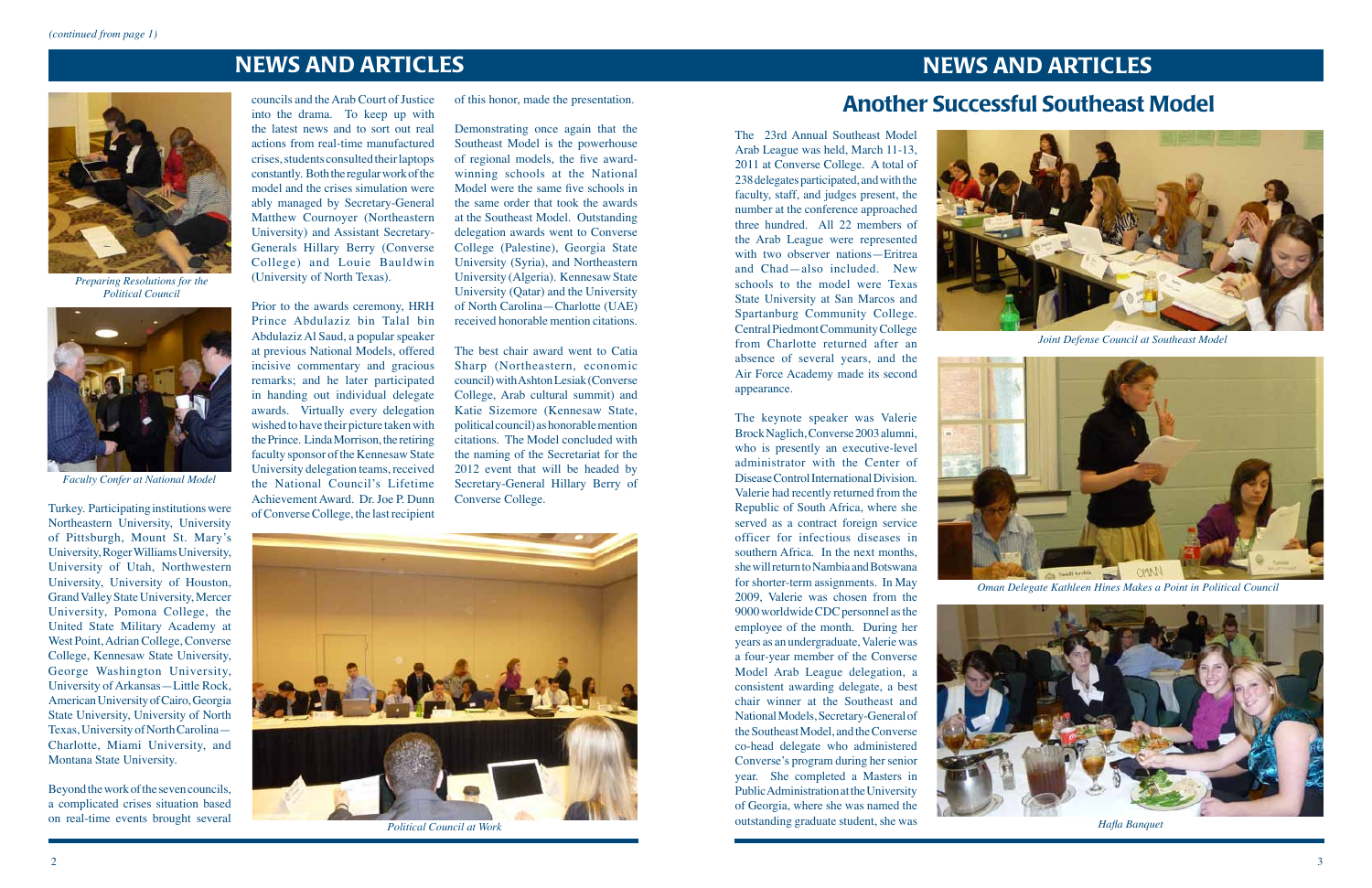*(continued from page 1)*

## NEWS AND ARTICLES

*Preparing Resolutions for the Political Council*

*Faculty Confer at National Model*

Turkey. Participating institutions were Northeastern University, University of Pittsburgh, Mount St. Mary's University, Roger Williams University, University of Utah, Northwestern University, University of Houston, Grand Valley State University, Mercer University, Pomona College, the United State Military Academy at West Point, Adrian College, Converse College, Kennesaw State University, George Washington University, University of Arkansas—Little Rock, American University of Cairo, Georgia State University, University of North Texas, University of North Carolina—Charlotte, Miami University, and Montana State University.

Beyond the work of the seven councils, a complicated crises situation based on real-time events brought several councils and the Arab Court of Justice into the drama. To keep up with the latest news and to sort out real actions from real-time manufactured crises, students consulted their laptops constantly. Both the regular work of the model and the crises simulation were ably managed by Secretary-General Matthew Cournoyer (Northeastern University) and Assistant Secretary-Generals Hillary Berry (Converse College) and Louie Bauldwin (University of North Texas).

Prior to the awards ceremony, HRH Prince Abdulaziz bin Talal bin Abdulaziz Al Saud, a popular speaker at previous National Models, offered incisive commentary and gracious remarks; and he later participated in handing out individual delegate awards. Virtually every delegation wished to have their picture taken with the Prince. Linda Morrison, the retiring faculty sponsor of the Kennesaw State University delegation teams, received the National Council's Lifetime Achievement Award. Dr. Joe P. Dunn of Converse College, the last recipient of this honor, made the presentation.

Demonstrating once again that the Southeast Model is the powerhouse of regional models, the five award-winning schools at the National Model were the same five schools in the same order that took the awards at the Southeast Model. Outstanding delegation awards went to Converse College (Palestine), Georgia State University (Syria), and Northeastern University (Algeria). Kennesaw State University (Qatar) and the University of North Carolina—Charlotte (UAE) received honorable mention citations.

The best chair award went to Catia Sharp (Northeastern, economic council) with Ashton Lesiak (Converse College, Arab cultural summit) and Katie Sizemore (Kennesaw State, political council) as honorable mention citations. The Model concluded with the naming of the Secretariat for the 2012 event that will be headed by Secretary-General Hillary Berry of Converse College.

*Political Council at Work*

## NEWS AND ARTICLES

# Another Successful Southeast Model

The 23rd Annual Southeast Model Arab League was held, March 11-13, 2011 at Converse College. A total of 238 delegates participated, and with the faculty, staff, and judges present, the number at the conference approached three hundred. All 22 members of the Arab League were represented with two observer nations—Eritrea and Chad—also included. New schools to the model were Texas State University at San Marcos and Spartanburg Community College. Central Piedmont Community College from Charlotte returned after an absence of several years, and the Air Force Academy made its second appearance.

The keynote speaker was Valerie Brock Naglich, Converse 2003 alumni, who is presently an executive-level administrator with the Center of Disease Control International Division. Valerie had recently returned from the Republic of South Africa, where she served as a contract foreign service officer for infectious diseases in southern Africa. In the next months, she will return to Nambia and Botswana for shorter-term assignments. In May 2009, Valerie was chosen from the 9000 worldwide CDC personnel as the employee of the month. During her years as an undergraduate, Valerie was a four-year member of the Converse Model Arab League delegation, a consistent awarding delegate, a best chair winner at the Southeast and National Models, Secretary-General of the Southeast Model, and the Converse co-head delegate who administered Converse's program during her senior year. She completed a Masters in Public Administration at the University of Georgia, where she was named the outstanding graduate student, she was

*Joint Defense Council at Southeast Model*

*Oman Delegate Kathleen Hines Makes a Point in Political Council*

*Hafla Banquet*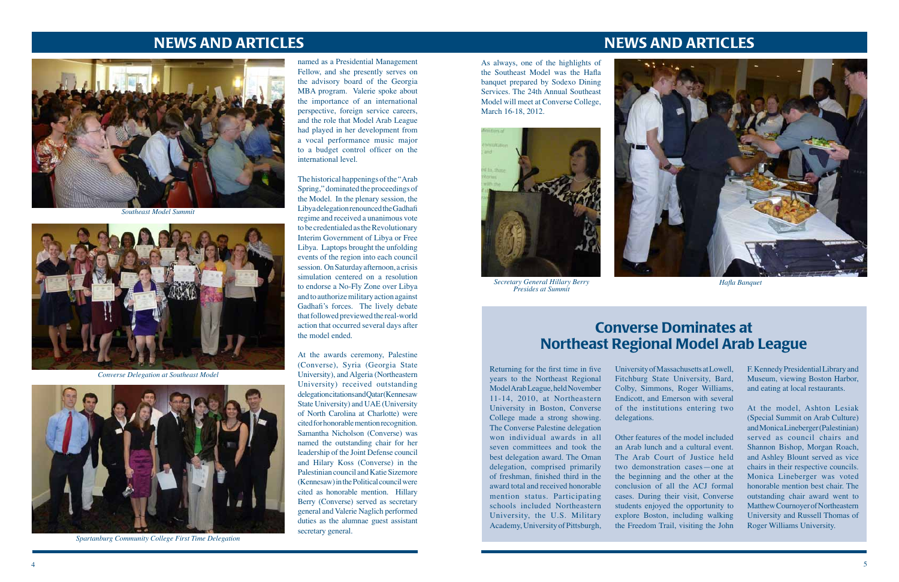## NEWS AND ARTICLES

*Southeast Model Summit*

*Converse Delegation at Southeast Model*

*Spartanburg Community College First Time Delegation*

named as a Presidential Management Fellow, and she presently serves on the advisory board of the Georgia MBA program. Valerie spoke about the importance of an international perspective, foreign service careers, and the role that Model Arab League had played in her development from a vocal performance music major to a budget control officer on the international level.

The historical happenings of the "Arab Spring," dominated the proceedings of the Model. In the plenary session, the Libya delegation renounced the Gadhafi regime and received a unanimous vote to be credentialed as the Revolutionary Interim Government of Libya or Free Libya. Laptops brought the unfolding events of the region into each council session. On Saturday afternoon, a crisis simulation centered on a resolution to endorse a No-Fly Zone over Libya and to authorize military action against Gadhafi's forces. The lively debate that followed previewed the real-world action that occurred several days after the model ended.

At the awards ceremony, Palestine (Converse), Syria (Georgia State University), and Algeria (Northeastern University) received outstanding delegation citations and Qatar (Kennesaw State University) and UAE (University of North Carolina at Charlotte) were cited for honorable mention recognition. Samantha Nicholson (Converse) was named the outstanding chair for her leadership of the Joint Defense council and Hilary Koss (Converse) in the Palestinian council and Katie Sizemore (Kennesaw) in the Political council were cited as honorable mention. Hillary Berry (Converse) served as secretary general and Valerie Naglich performed duties as the alumnae guest assistant secretary general.

As always, one of the highlights of the Southeast Model was the Hafla banquet prepared by Sodexo Dining Services. The 24th Annual Southeast Model will meet at Converse College, March 16-18, 2012.

*Secretary General Hillary Berry Presides at Summit*

*Hafla Banquet*

## Converse Dominates at Northeast Regional Model Arab League

Returning for the first time in five years to the Northeast Regional Model Arab League, held November 11-14, 2010, at Northeastern University in Boston, Converse College made a strong showing. The Converse Palestine delegation won individual awards in all seven committees and took the best delegation award. The Oman delegation, comprised primarily of freshman, finished third in the award total and received honorable mention status. Participating schools included Northeastern University, the U.S. Military Academy, University of Pittsburgh, University of Massachusetts at Lowell, Fitchburg State University, Bard, Colby, Simmons, Roger Williams, Endicott, and Emerson with several of the institutions entering two delegations.

Other features of the model included an Arab lunch and a cultural event. The Arab Court of Justice held two demonstration cases—one at the beginning and the other at the conclusion of all the ACJ formal cases. During their visit, Converse students enjoyed the opportunity to explore Boston, including walking the Freedom Trail, visiting the John F. Kennedy Presidential Library and Museum, viewing Boston Harbor, and eating at local restaurants.

At the model, Ashton Lesiak (Special Summit on Arab Culture) and Monica Lineberger (Palestinian) served as council chairs and Shannon Bishop, Morgan Roach, and Ashley Blount served as vice chairs in their respective councils. Monica Lineberger was voted honorable mention best chair. The outstanding chair award went to Matthew Cournoyer of Northeastern University and Russell Thomas of Roger Williams University.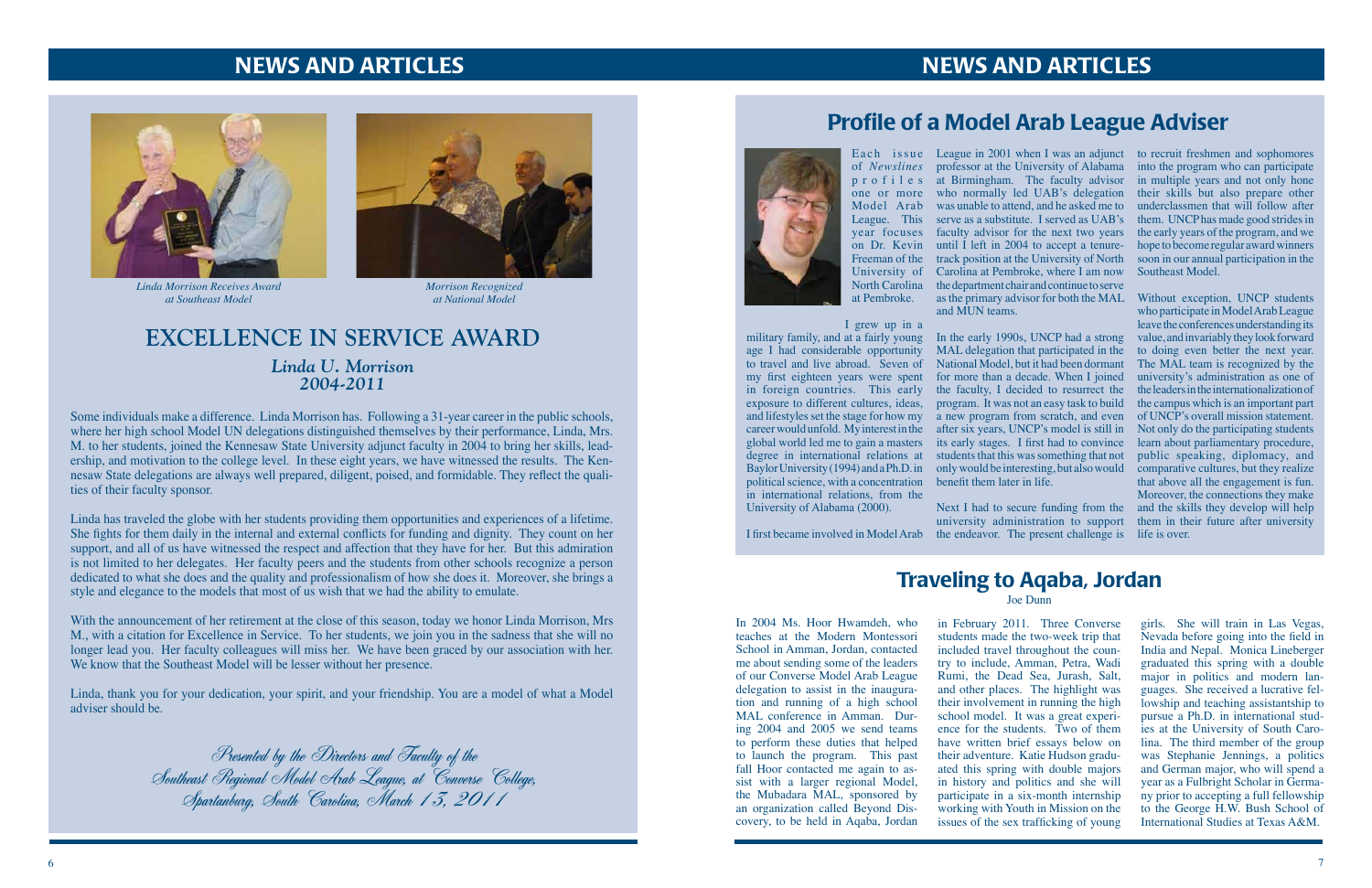# NEWS AND ARTICLES

*Linda Morrison Receives Award at Southeast Model*

*Morrison Recognized at National Model*

## EXCELLENCE IN SERVICE AWARD

### *Linda U. Morrison 2004-2011*

Some individuals make a difference. Linda Morrison has. Following a 31-year career in the public schools, where her high school Model UN delegations distinguished themselves by their performance, Linda, Mrs. M. to her students, joined the Kennesaw State University adjunct faculty in 2004 to bring her skills, leadership, and motivation to the college level. In these eight years, we have witnessed the results. The Kennesaw State delegations are always well prepared, diligent, poised, and formidable. They reflect the qualities of their faculty sponsor.

Linda has traveled the globe with her students providing them opportunities and experiences of a lifetime. She fights for them daily in the internal and external conflicts for funding and dignity. They count on her support, and all of us have witnessed the respect and affection that they have for her. But this admiration is not limited to her delegates. Her faculty peers and the students from other schools recognize a person dedicated to what she does and the quality and professionalism of how she does it. Moreover, she brings a style and elegance to the models that most of us wish that we had the ability to emulate.

With the announcement of her retirement at the close of this season, today we honor Linda Morrison, Mrs M., with a citation for Excellence in Service. To her students, we join you in the sadness that she will no longer lead you. Her faculty colleagues will miss her. We have been graced by our association with her. We know that the Southeast Model will be lesser without her presence.

Linda, thank you for your dedication, your spirit, and your friendship. You are a model of what a Model adviser should be.

*Presented by the Directors and Faculty of the Southeast Regional Model Arab League, at Converse College, Spartanburg, South Carolina, March 13, 2011*

# NEWS AND ARTICLES

## Profile of a Model Arab League Adviser

Each issue of *Newslines* profiles one or more Model Arab League. This year focuses on Dr. Kevin Freeman of the University of North Carolina at Pembroke.

I grew up in a military family, and at a fairly young age I had considerable opportunity to travel and live abroad. Seven of my first eighteen years were spent in foreign countries. This early exposure to different cultures, ideas, and lifestyles set the stage for how my career would unfold. My interest in the global world led me to gain a masters degree in international relations at Baylor University (1994) and a Ph.D. in political science, with a concentration in international relations, from the University of Alabama (2000).

I first became involved in Model Arab League in 2001 when I was an adjunct professor at the University of Alabama at Birmingham. The faculty advisor who normally led UAB's delegation was unable to attend, and he asked me to serve as a substitute. I served as UAB's faculty advisor for the next two years until I left in 2004 to accept a tenure-track position at the University of North Carolina at Pembroke, where I am now the department chair and continue to serve as the primary advisor for both the MAL and MUN teams.

In the early 1990s, UNCP had a strong MAL delegation that participated in the National Model, but it had been dormant for more than a decade. When I joined the faculty, I decided to resurrect the program. It was not an easy task to build a new program from scratch, and even after six years, UNCP's model is still in its early stages. I first had to convince students that this was something that not only would be interesting, but also would benefit them later in life.

Next I had to secure funding from the university administration to support the endeavor. The present challenge is to recruit freshmen and sophomores into the program who can participate in multiple years and not only hone their skills but also prepare other underclassmen that will follow after them. UNCP has made good strides in the early years of the program, and we hope to become regular award winners soon in our annual participation in the Southeast Model.

Without exception, UNCP students who participate in Model Arab League leave the conferences understanding its value, and invariably they look forward to doing even better the next year. The MAL team is recognized by the university's administration as one of the leaders in the internationalization of the campus which is an important part of UNCP's overall mission statement. Not only do the participating students learn about parliamentary procedure, public speaking, diplomacy, and comparative cultures, but they realize that above all the engagement is fun. Moreover, the connections they make and the skills they develop will help them in their future after university life is over.

## Traveling to Aqaba, Jordan

Joe Dunn

In 2004 Ms. Hoor Hwamdeh, who teaches at the Modern Montessori School in Amman, Jordan, contacted me about sending some of the leaders of our Converse Model Arab League delegation to assist in the inauguration and running of a high school MAL conference in Amman. During 2004 and 2005 we send teams to perform these duties that helped to launch the program. This past fall Hoor contacted me again to assist with a larger regional Model, the Mubadara MAL, sponsored by an organization called Beyond Discovery, to be held in Aqaba, Jordan in February 2011. Three Converse students made the two-week trip that included travel throughout the country to include, Amman, Petra, Wadi Rumi, the Dead Sea, Jurash, Salt, and other places. The highlight was their involvement in running the high school model. It was a great experience for the students. Two of them have written brief essays below on their adventure. Katie Hudson graduated this spring with double majors in history and politics and she will participate in a six-month internship working with Youth in Mission on the issues of the sex trafficking of young girls. She will train in Las Vegas, Nevada before going into the field in India and Nepal. Monica Lineberger graduated this spring with a double major in politics and modern languages. She received a lucrative fellowship and teaching assistantship to pursue a Ph.D. in international studies at the University of South Carolina. The third member of the group was Stephanie Jennings, a politics and German major, who will spend a year as a Fulbright Scholar in Germany prior to accepting a full fellowship to the George H.W. Bush School of International Studies at Texas A&M.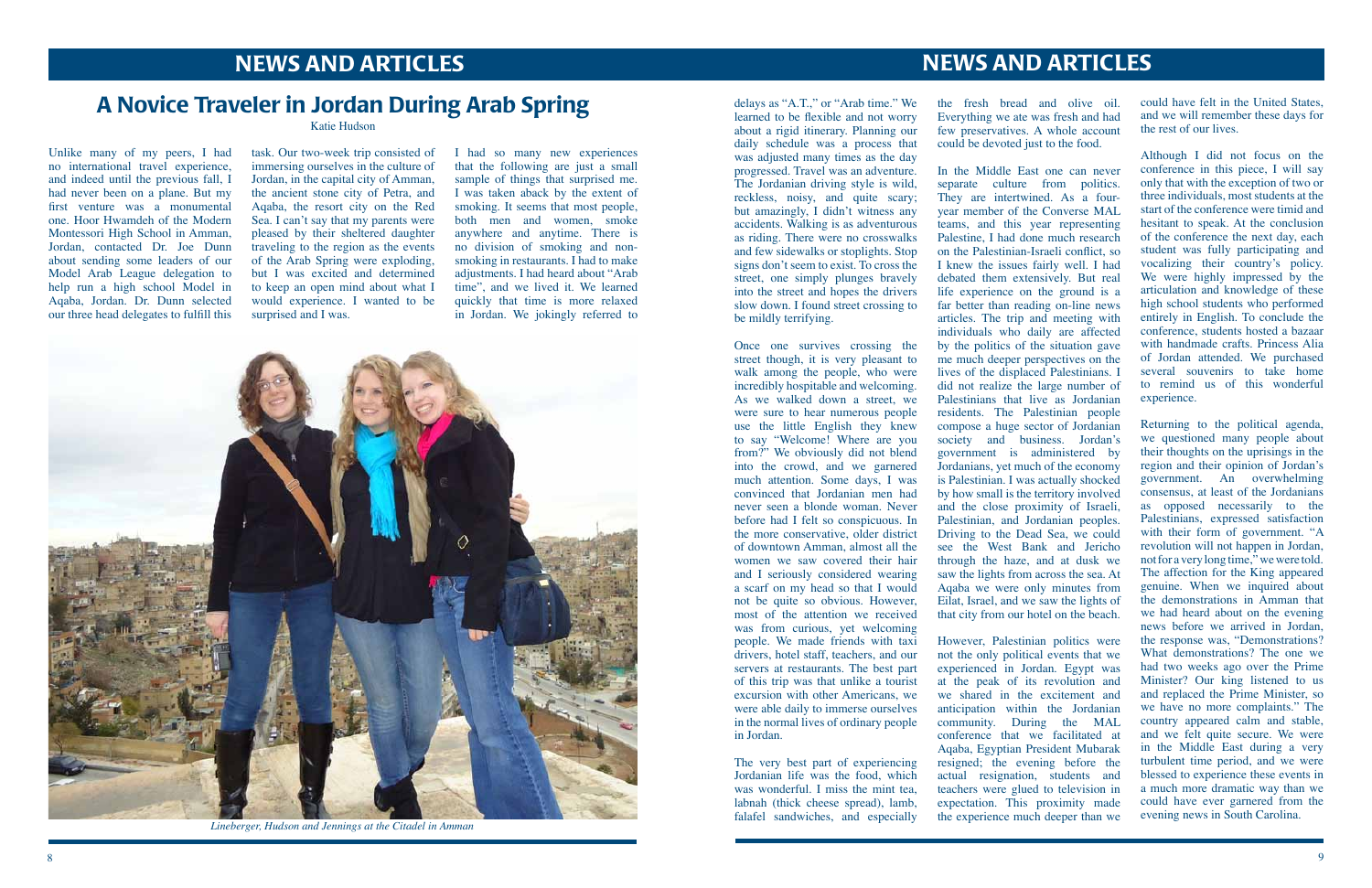# A Novice Traveler in Jordan During Arab Spring

Katie Hudson

Unlike many of my peers, I had no international travel experience, and indeed until the previous fall, I had never been on a plane. But my first venture was a monumental one. Hoor Hwamdeh of the Modern Montessori High School in Amman, Jordan, contacted Dr. Joe Dunn about sending some leaders of our Model Arab League delegation to help run a high school Model in Aqaba, Jordan. Dr. Dunn selected our three head delegates to fulfill this task. Our two-week trip consisted of immersing ourselves in the culture of Jordan, in the capital city of Amman, the ancient stone city of Petra, and Aqaba, the resort city on the Red Sea. I can't say that my parents were pleased by their sheltered daughter traveling to the region as the events of the Arab Spring were exploding, but I was excited and determined to keep an open mind about what I would experience. I wanted to be surprised and I was.

I had so many new experiences that the following are just a small sample of things that surprised me. I was taken aback by the extent of smoking. It seems that most people, both men and women, smoke anywhere and anytime. There is no division of smoking and non-smoking in restaurants. I had to make adjustments. I had heard about "Arab time", and we lived it. We learned quickly that time is more relaxed in Jordan. We jokingly referred to delays as "A.T.," or "Arab time." We learned to be flexible and not worry about a rigid itinerary. Planning our daily schedule was a process that was adjusted many times as the day progressed. Travel was an adventure. The Jordanian driving style is wild, reckless, noisy, and quite scary; but amazingly, I didn't witness any accidents. Walking is as adventurous as riding. There were no crosswalks and few sidewalks or stoplights. Stop signs don't seem to exist. To cross the street, one simply plunges bravely into the street and hopes the drivers slow down. I found street crossing to be mildly terrifying.

*Lineberger, Hudson and Jennings at the Citadel in Amman*

Once one survives crossing the street though, it is very pleasant to walk among the people, who were incredibly hospitable and welcoming. As we walked down a street, we were sure to hear numerous people use the little English they knew to say "Welcome! Where are you from?" We obviously did not blend into the crowd, and we garnered much attention. Some days, I was convinced that Jordanian men had never seen a blonde woman. Never before had I felt so conspicuous. In the more conservative, older district of downtown Amman, almost all the women we saw covered their hair and I seriously considered wearing a scarf on my head so that I would not be quite so obvious. However, most of the attention we received was from curious, yet welcoming people. We made friends with taxi drivers, hotel staff, teachers, and our servers at restaurants. The best part of this trip was that unlike a tourist excursion with other Americans, we were able daily to immerse ourselves in the normal lives of ordinary people in Jordan.

The very best part of experiencing Jordanian life was the food, which was wonderful. I miss the mint tea, labnah (thick cheese spread), lamb, falafel sandwiches, and especially the fresh bread and olive oil. Everything we ate was fresh and had few preservatives. A whole account could be devoted just to the food.

In the Middle East one can never separate culture from politics. They are intertwined. As a four-year member of the Converse MAL teams, and this year representing Palestine, I had done much research on the Palestinian-Israeli conflict, so I knew the issues fairly well. I had debated them extensively. But real life experience on the ground is a far better than reading on-line news articles. The trip and meeting with individuals who daily are affected by the politics of the situation gave me much deeper perspectives on the lives of the displaced Palestinians. I did not realize the large number of Palestinians that live as Jordanian residents. The Palestinian people compose a huge sector of Jordanian society and business. Jordan's government is administered by Jordanians, yet much of the economy is Palestinian. I was actually shocked by how small is the territory involved and the close proximity of Israeli, Palestinian, and Jordanian peoples. Driving to the Dead Sea, we could see the West Bank and Jericho through the haze, and at dusk we saw the lights from across the sea. At Aqaba we were only minutes from Eilat, Israel, and we saw the lights of that city from our hotel on the beach.

However, Palestinian politics were not the only political events that we experienced in Jordan. Egypt was at the peak of its revolution and we shared in the excitement and anticipation within the Jordanian community. During the MAL conference that we facilitated at Aqaba, Egyptian President Mubarak resigned; the evening before the actual resignation, students and teachers were glued to television in expectation. This proximity made the experience much deeper than we could have felt in the United States, and we will remember these days for the rest of our lives.

Although I did not focus on the conference in this piece, I will say only that with the exception of two or three individuals, most students at the start of the conference were timid and hesitant to speak. At the conclusion of the conference the next day, each student was fully participating and vocalizing their country's policy. We were highly impressed by the articulation and knowledge of these high school students who performed entirely in English. To conclude the conference, students hosted a bazaar with handmade crafts. Princess Alia of Jordan attended. We purchased several souvenirs to take home to remind us of this wonderful experience.

Returning to the political agenda, we questioned many people about their thoughts on the uprisings in the region and their opinion of Jordan's government. An overwhelming consensus, at least of the Jordanians as opposed necessarily to the Palestinians, expressed satisfaction with their form of government. "A revolution will not happen in Jordan, not for a very long time," we were told. The affection for the King appeared genuine. When we inquired about the demonstrations in Amman that we had heard about on the evening news before we arrived in Jordan, the response was, "Demonstrations? What demonstrations? The one we had two weeks ago over the Prime Minister? Our king listened to us and replaced the Prime Minister, so we have no more complaints." The country appeared calm and stable, and we felt quite secure. We were in the Middle East during a very turbulent time period, and we were blessed to experience these events in a much more dramatic way than we could have ever garnered from the evening news in South Carolina.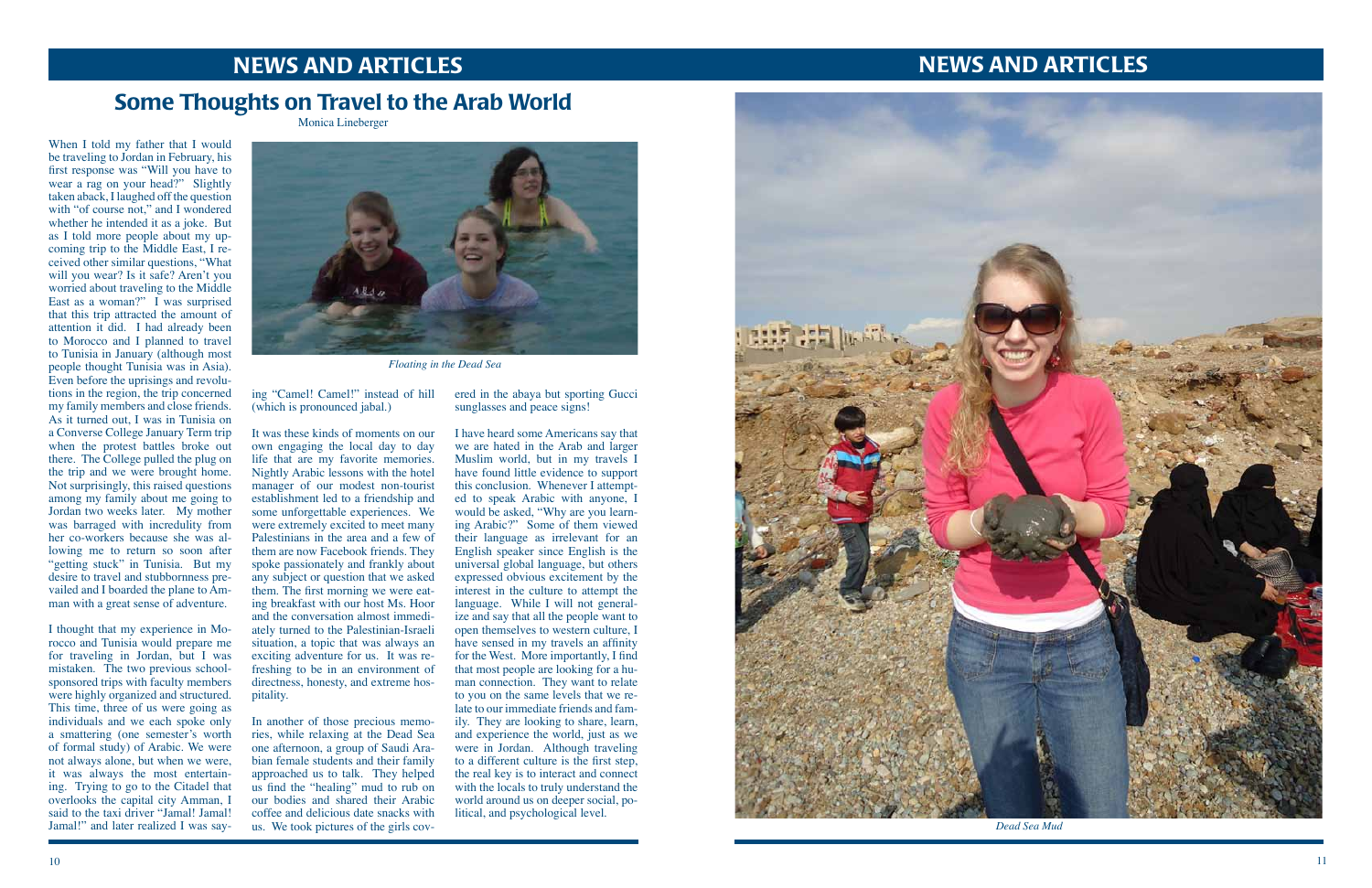## NEWS AND ARTICLES

# Some Thoughts on Travel to the Arab World

Monica Lineberger

When I told my father that I would be traveling to Jordan in February, his first response was "Will you have to wear a rag on your head?" Slightly taken aback, I laughed off the question with "of course not," and I wondered whether he intended it as a joke. But as I told more people about my upcoming trip to the Middle East, I received other similar questions, "What will you wear? Is it safe? Aren't you worried about traveling to the Middle East as a woman?" I was surprised that this trip attracted the amount of attention it did. I had already been to Morocco and I planned to travel to Tunisia in January (although most people thought Tunisia was in Asia). Even before the uprisings and revolutions in the region, the trip concerned my family members and close friends. As it turned out, I was in Tunisia on a Converse College January Term trip when the protest battles broke out there. The College pulled the plug on the trip and we were brought home. Not surprisingly, this raised questions among my family about me going to Jordan two weeks later. My mother was barraged with incredulity from her co-workers because she was allowing me to return so soon after "getting stuck" in Tunisia. But my desire to travel and stubbornness prevailed and I boarded the plane to Amman with a great sense of adventure.

*Floating in the Dead Sea*

I thought that my experience in Morocco and Tunisia would prepare me for traveling in Jordan, but I was mistaken. The two previous school-sponsored trips with faculty members were highly organized and structured. This time, three of us were going as individuals and we each spoke only a smattering (one semester's worth of formal study) of Arabic. We were not always alone, but when we were, it was always the most entertaining. Trying to go to the Citadel that overlooks the capital city Amman, I said to the taxi driver "Jamal! Jamal! Jamal!" and later realized I was saying "Camel! Camel!" instead of hill (which is pronounced jabal.)

It was these kinds of moments on our own engaging the local day to day life that are my favorite memories. Nightly Arabic lessons with the hotel manager of our modest non-tourist establishment led to a friendship and some unforgettable experiences. We were extremely excited to meet many Palestinians in the area and a few of them are now Facebook friends. They spoke passionately and frankly about any subject or question that we asked them. The first morning we were eating breakfast with our host Ms. Hoor and the conversation almost immediately turned to the Palestinian-Israeli situation, a topic that was always an exciting adventure for us. It was refreshing to be in an environment of directness, honesty, and extreme hospitality.

In another of those precious memories, while relaxing at the Dead Sea one afternoon, a group of Saudi Arabian female students and their family approached us to talk. They helped us find the "healing" mud to rub on our bodies and shared their Arabic coffee and delicious date snacks with us. We took pictures of the girls covered in the abaya but sporting Gucci sunglasses and peace signs!

I have heard some Americans say that we are hated in the Arab and larger Muslim world, but in my travels I have found little evidence to support this conclusion. Whenever I attempted to speak Arabic with anyone, I would be asked, "Why are you learning Arabic?" Some of them viewed their language as irrelevant for an English speaker since English is the universal global language, but others expressed obvious excitement by the interest in the culture to attempt the language. While I will not generalize and say that all the people want to open themselves to western culture, I have sensed in my travels an affinity for the West. More importantly, I find that most people are looking for a human connection. They want to relate to you on the same levels that we relate to our immediate friends and family. They are looking to share, learn, and experience the world, just as we were in Jordan. Although traveling to a different culture is the first step, the real key is to interact and connect with the locals to truly understand the world around us on deeper social, political, and psychological level.

*Dead Sea Mud*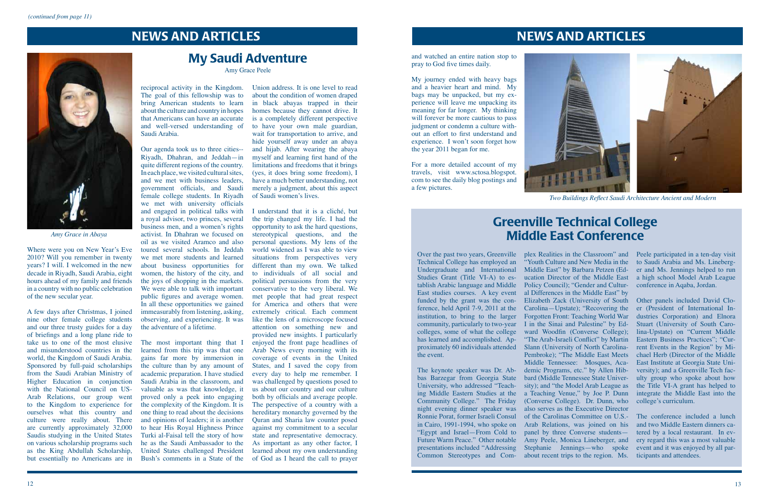*(continued from page 11)*

# NEWS AND ARTICLES

## My Saudi Adventure

Amy Grace Peele

*Amy Grace in Abaya*

Where were you on New Year's Eve 2010? Will you remember in twenty years? I will. I welcomed in the new decade in Riyadh, Saudi Arabia, eight hours ahead of my family and friends in a country with no public celebration of the new secular year.

A few days after Christmas, I joined nine other female college students and our three trusty guides for a day of briefings and a long plane ride to take us to one of the most elusive and misunderstood countries in the world, the Kingdom of Saudi Arabia. Sponsored by full-paid scholarships from the Saudi Arabian Ministry of Higher Education in conjunction with the National Council on US-Arab Relations, our group went to the Kingdom to experience for ourselves what this country and culture were really about. There are currently approximately 32,000 Saudis studying in the United States on various scholarship programs such as the King Abdullah Scholarship, but essentially no Americans are in reciprocal activity in the Kingdom. The goal of this fellowship was to bring American students to learn about the culture and country in hopes that Americans can have an accurate and well-versed understanding of Saudi Arabia.

Our agenda took us to three cities--Riyadh, Dhahran, and Jeddah—in quite different regions of the country. In each place, we visited cultural sites, and we met with business leaders, government officials, and Saudi female college students. In Riyadh we met with university officials and engaged in political talks with a royal advisor, two princes, several business men, and a women's rights activist. In Dhahran we focused on oil as we visited Aramco and also toured several schools. In Jeddah we met more students and learned about business opportunities for women, the history of the city, and the joys of shopping in the markets. We were able to talk with important public figures and average women. In all these opportunities we gained immeasurably from listening, asking, observing, and experiencing. It was the adventure of a lifetime.

The most important thing that I learned from this trip was that one gains far more by immersion in the culture than by any amount of academic preparation. I have studied Saudi Arabia in the classroom, and valuable as was that knowledge, it proved only a peek into engaging the complexity of the Kingdom. It is one thing to read about the decisions and opinions of leaders; it is another to hear His Royal Highness Prince Turki al-Faisal tell the story of how he as the Saudi Ambassador to the United States challenged President Bush's comments in a State of the Union address. It is one level to read about the condition of women draped in black abayas trapped in their homes because they cannot drive. It is a completely different perspective to have your own male guardian, wait for transportation to arrive, and hide yourself away under an abaya and hijab. After wearing the abaya myself and learning first hand of the limitations and freedoms that it brings (yes, it does bring some freedom), I have a much better understanding, not merely a judgment, about this aspect of Saudi women's lives.

I understand that it is a cliché, but the trip changed my life. I had the opportunity to ask the hard questions, stereotypical questions, and the personal questions. My lens of the world widened as I was able to view situations from perspectives very different than my own. We talked to individuals of all social and political persuasions from the very conservative to the very liberal. We met people that had great respect for America and others that were extremely critical. Each comment like the lens of a microscope focused attention on something new and provided new insights. I particularly enjoyed the front page headlines of Arab News every morning with its coverage of events in the United States, and I saved the copy from every day to help me remember. I was challenged by questions posed to us about our country and our culture both by officials and average people. The perspective of a country with a hereditary monarchy governed by the Quran and Sharia law counter posed against my commitment to a secular state and representative democracy. As important as any other factor, I learned about my own understanding of God as I heard the call to prayer and watched an entire nation stop to pray to God five times daily.

My journey ended with heavy bags and a heavier heart and mind. My bags may be unpacked, but my experience will leave me unpacking its meaning for far longer. My thinking will forever be more cautious to pass judgment or condemn a culture without an effort to first understand and experience. I won't soon forget how the year 2011 began for me.

For a more detailed account of my travels, visit www.sctosa.blogspot.com to see the daily blog postings and a few pictures.

*Two Buildings Reflect Saudi Architecture Ancient and Modern*

## Greenville Technical College Middle East Conference

Over the past two years, Greenville Technical College has employed an Undergraduate and International Studies Grant (Title VI-A) to establish Arabic language and Middle East studies courses. A key event funded by the grant was the conference, held April 7-9, 2011 at the institution, to bring to the larger community, particularly to two-year colleges, some of what the college has learned and accomplished. Approximately 60 individuals attended the event.

The keynote speaker was Dr. Abbas Barzegar from Georgia State University, who addressed "Teaching Middle Eastern Studies at the Community College." The Friday night evening dinner speaker was Ronnie Porat, former Israeli Consul in Cairo, 1991-1994, who spoke on "Egypt and Israel—From Cold to Future Warm Peace." Other notable presentations included "Addressing Common Stereotypes and Complex Realities in the Classroom" and "Youth Culture and New Media in the Middle East" by Barbara Petzen (Education Director of the Middle East Policy Council); "Gender and Cultural Differences in the Middle East" by Elizabeth Zack (University of South Carolina—Upstate); "Recovering the Forgotten Front: Teaching World War I in the Sinai and Palestine" by Edward Woodfin (Converse College); "The Arab-Israeli Conflict" by Martin Slann (University of North Carolina-Pembroke); "The Middle East Meets Middle Tennessee: Mosques, Academic Programs, etc." by Allen Hibbard (Middle Tennessee State University); and "the Model Arab League as a Teaching Venue," by Joe P. Dunn (Converse College). Dr. Dunn, who also serves as the Executive Director of the Carolinas Committee on U.S.-Arab Relations, was joined on his panel by three Converse students—Amy Peele, Monica Lineberger, and Stephanie Jennings—who spoke about recent trips to the region. Ms. Peele participated in a ten-day visit to Saudi Arabia and Ms. Lineberger and Ms. Jennings helped to run a high school Model Arab League conference in Aqaba, Jordan.

Other panels included David Cloer (President of International Industries Corporation) and Elnora Stuart (University of South Carolina-Upstate) on "Current Middle Eastern Business Practices"; "Current Events in the Region" by Michael Herb (Director of the Middle East Institute at Georgia State University); and a Greenville Tech faculty group who spoke about how the Title VI-A grant has helped to integrate the Middle East into the college's curriculum.

The conference included a lunch and two Middle Eastern dinners catered by a local restaurant. In every regard this was a most valuable event and it was enjoyed by all participants and attendees.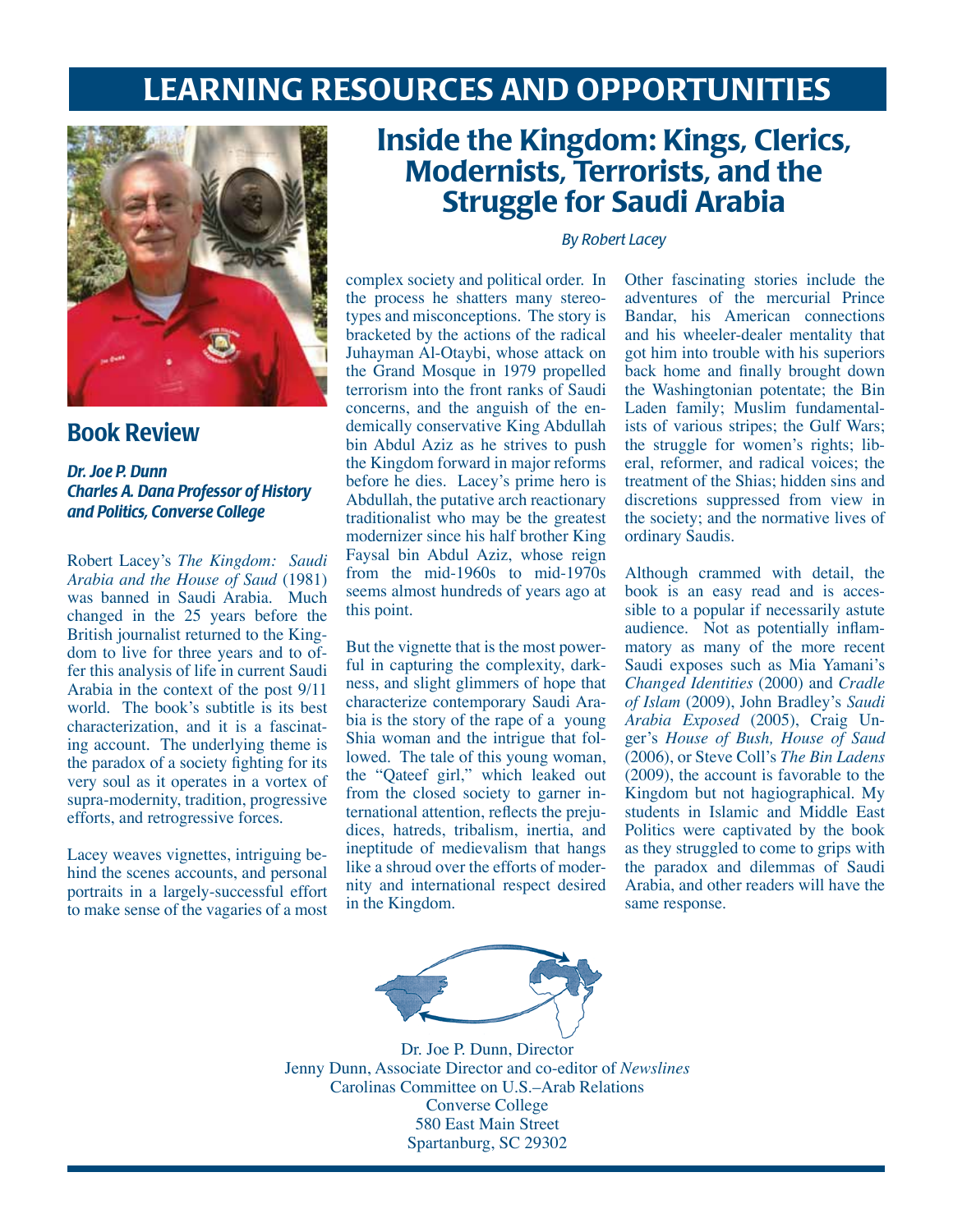# LEARNING RESOURCES AND OPPORTUNITIES

## Book Review

***Dr. Joe P. Dunn***
***Charles A. Dana Professor of History and Politics, Converse College***

# Inside the Kingdom: Kings, Clerics, Modernists, Terrorists, and the Struggle for Saudi Arabia

*By Robert Lacey*

Robert Lacey's *The Kingdom: Saudi Arabia and the House of Saud* (1981) was banned in Saudi Arabia. Much changed in the 25 years before the British journalist returned to the Kingdom to live for three years and to offer this analysis of life in current Saudi Arabia in the context of the post 9/11 world. The book's subtitle is its best characterization, and it is a fascinating account. The underlying theme is the paradox of a society fighting for its very soul as it operates in a vortex of supra-modernity, tradition, progressive efforts, and retrogressive forces.

Lacey weaves vignettes, intriguing behind the scenes accounts, and personal portraits in a largely-successful effort to make sense of the vagaries of a most complex society and political order. In the process he shatters many stereotypes and misconceptions. The story is bracketed by the actions of the radical Juhayman Al-Otaybi, whose attack on the Grand Mosque in 1979 propelled terrorism into the front ranks of Saudi concerns, and the anguish of the endemically conservative King Abdullah bin Abdul Aziz as he strives to push the Kingdom forward in major reforms before he dies. Lacey's prime hero is Abdullah, the putative arch reactionary traditionalist who may be the greatest modernizer since his half brother King Faysal bin Abdul Aziz, whose reign from the mid-1960s to mid-1970s seems almost hundreds of years ago at this point.

But the vignette that is the most powerful in capturing the complexity, darkness, and slight glimmers of hope that characterize contemporary Saudi Arabia is the story of the rape of a young Shia woman and the intrigue that followed. The tale of this young woman, the "Qateef girl," which leaked out from the closed society to garner international attention, reflects the prejudices, hatreds, tribalism, inertia, and ineptitude of medievalism that hangs like a shroud over the efforts of modernity and international respect desired in the Kingdom.

Other fascinating stories include the adventures of the mercurial Prince Bandar, his American connections and his wheeler-dealer mentality that got him into trouble with his superiors back home and finally brought down the Washingtonian potentate; the Bin Laden family; Muslim fundamentalists of various stripes; the Gulf Wars; the struggle for women's rights; liberal, reformer, and radical voices; the treatment of the Shias; hidden sins and discretions suppressed from view in the society; and the normative lives of ordinary Saudis.

Although crammed with detail, the book is an easy read and is accessible to a popular if necessarily astute audience. Not as potentially inflammatory as many of the more recent Saudi exposes such as Mia Yamani's *Changed Identities* (2000) and *Cradle of Islam* (2009), John Bradley's *Saudi Arabia Exposed* (2005), Craig Unger's *House of Bush, House of Saud* (2006), or Steve Coll's *The Bin Ladens* (2009), the account is favorable to the Kingdom but not hagiographical. My students in Islamic and Middle East Politics were captivated by the book as they struggled to come to grips with the paradox and dilemmas of Saudi Arabia, and other readers will have the same response.

Dr. Joe P. Dunn, Director
Jenny Dunn, Associate Director and co-editor of *Newslines*
Carolinas Committee on U.S.–Arab Relations
Converse College
580 East Main Street
Spartanburg, SC 29302